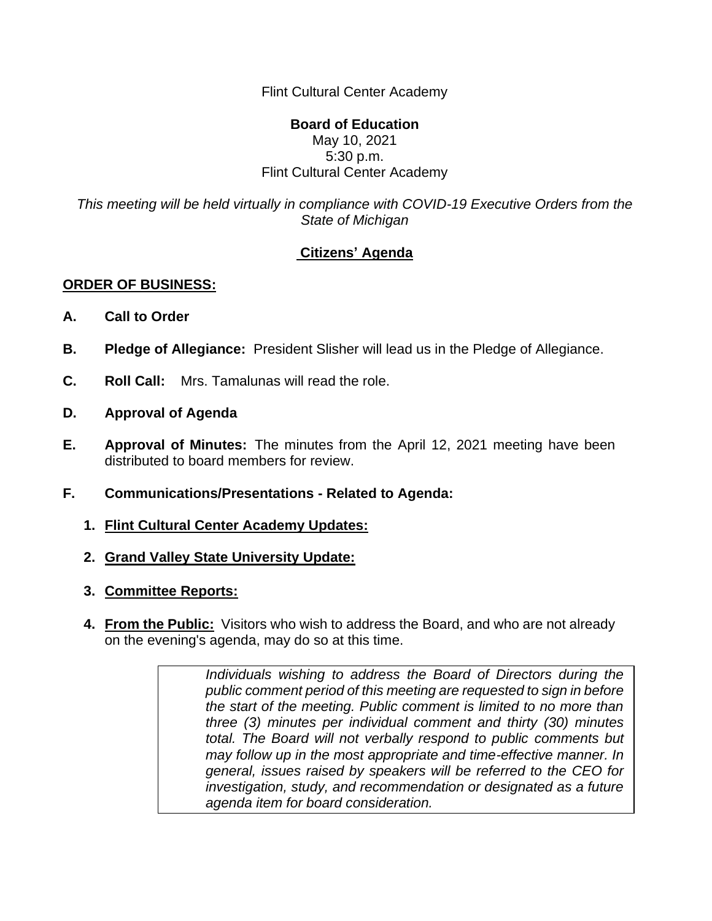Flint Cultural Center Academy

**Board of Education**
May 10, 2021
5:30 p.m.
Flint Cultural Center Academy

*This meeting will be held virtually in compliance with COVID-19 Executive Orders from the State of Michigan*

## **Citizens' Agenda**

**ORDER OF BUSINESS:**

**A. Call to Order**

**B. Pledge of Allegiance:** President Slisher will lead us in the Pledge of Allegiance.

**C. Roll Call:** Mrs. Tamalunas will read the role.

**D. Approval of Agenda**

**E. Approval of Minutes:** The minutes from the April 12, 2021 meeting have been distributed to board members for review.

**F. Communications/Presentations - Related to Agenda:**

1. **Flint Cultural Center Academy Updates:**

2. **Grand Valley State University Update:**

3. **Committee Reports:**

4. **From the Public:** Visitors who wish to address the Board, and who are not already on the evening's agenda, may do so at this time.

> *Individuals wishing to address the Board of Directors during the public comment period of this meeting are requested to sign in before the start of the meeting. Public comment is limited to no more than three (3) minutes per individual comment and thirty (30) minutes total. The Board will not verbally respond to public comments but may follow up in the most appropriate and time-effective manner. In general, issues raised by speakers will be referred to the CEO for investigation, study, and recommendation or designated as a future agenda item for board consideration.*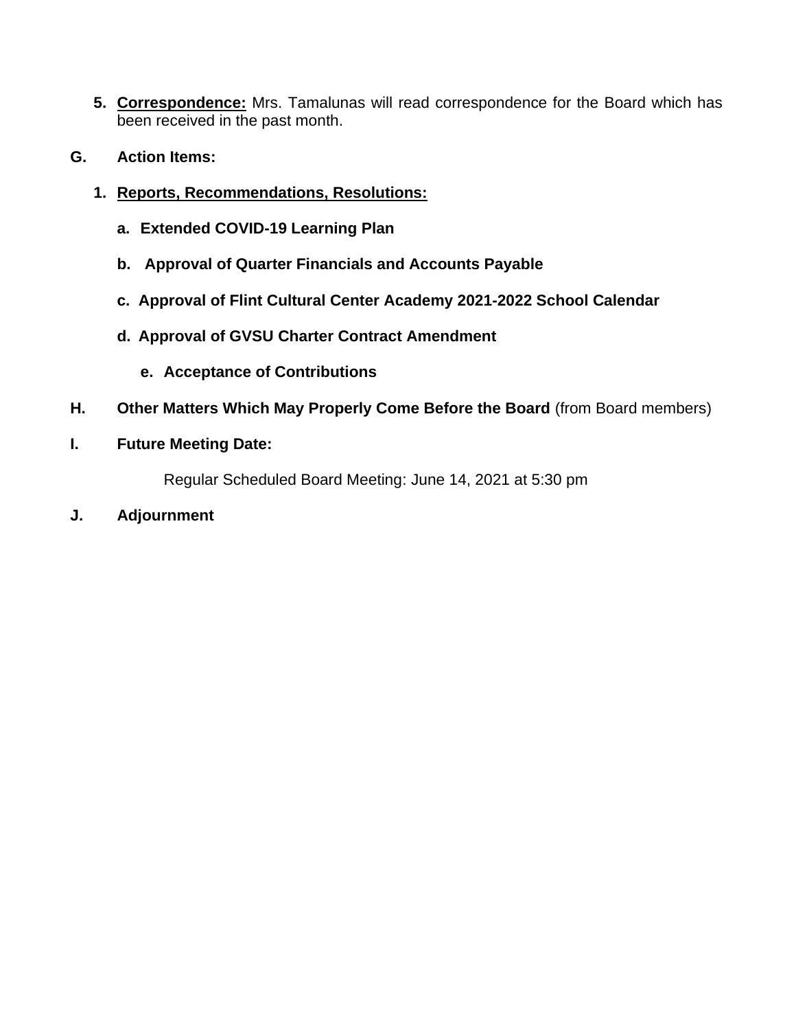5. **Correspondence:** Mrs. Tamalunas will read correspondence for the Board which has been received in the past month.

**G. Action Items:**

1. **Reports, Recommendations, Resolutions:**

   **a. Extended COVID-19 Learning Plan**

   **b. Approval of Quarter Financials and Accounts Payable**

   **c. Approval of Flint Cultural Center Academy 2021-2022 School Calendar**

   **d. Approval of GVSU Charter Contract Amendment**

   **e. Acceptance of Contributions**

**H. Other Matters Which May Properly Come Before the Board** (from Board members)

**I. Future Meeting Date:**

Regular Scheduled Board Meeting: June 14, 2021 at 5:30 pm

**J. Adjournment**